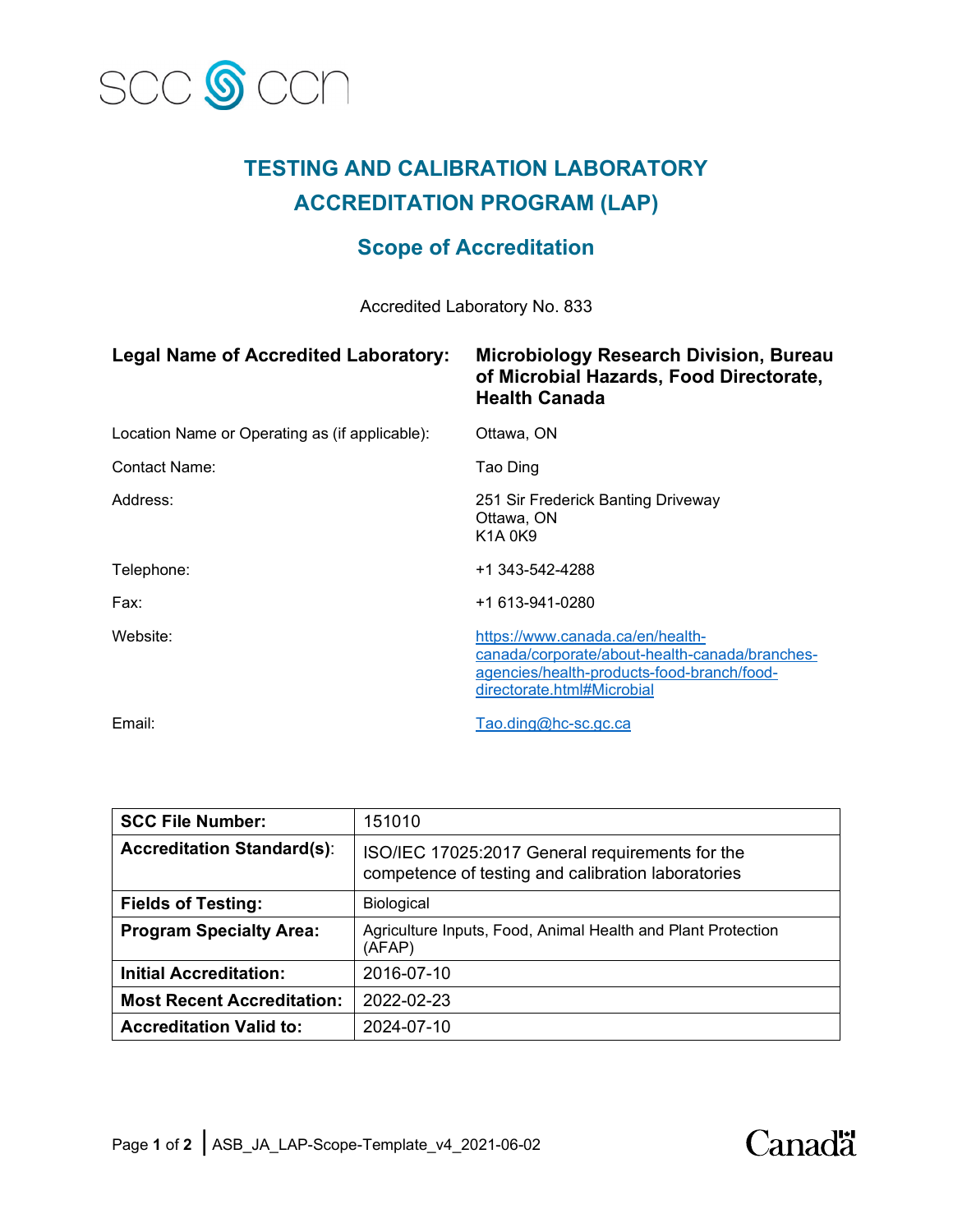# TESTING AND CALIBRATION LABORATORY ACCREDITATION PROGRAM (LAP)

## Scope of Accreditation

Accredited Laboratory No. 833

| | |
|---|---|
| **Legal Name of Accredited Laboratory:** | **Microbiology Research Division, Bureau of Microbial Hazards, Food Directorate, Health Canada** |
| Location Name or Operating as (if applicable): | Ottawa, ON |
| Contact Name: | Tao Ding |
| Address: | 251 Sir Frederick Banting Driveway<br>Ottawa, ON<br>K1A 0K9 |
| Telephone: | +1 343-542-4288 |
| Fax: | +1 613-941-0280 |
| Website: | https://www.canada.ca/en/health-canada/corporate/about-health-canada/branches-agencies/health-products-food-branch/food-directorate.html#Microbial |
| Email: | Tao.ding@hc-sc.gc.ca |

| | |
|---|---|
| **SCC File Number:** | 151010 |
| **Accreditation Standard(s):** | ISO/IEC 17025:2017 General requirements for the competence of testing and calibration laboratories |
| **Fields of Testing:** | Biological |
| **Program Specialty Area:** | Agriculture Inputs, Food, Animal Health and Plant Protection (AFAP) |
| **Initial Accreditation:** | 2016-07-10 |
| **Most Recent Accreditation:** | 2022-02-23 |
| **Accreditation Valid to:** | 2024-07-10 |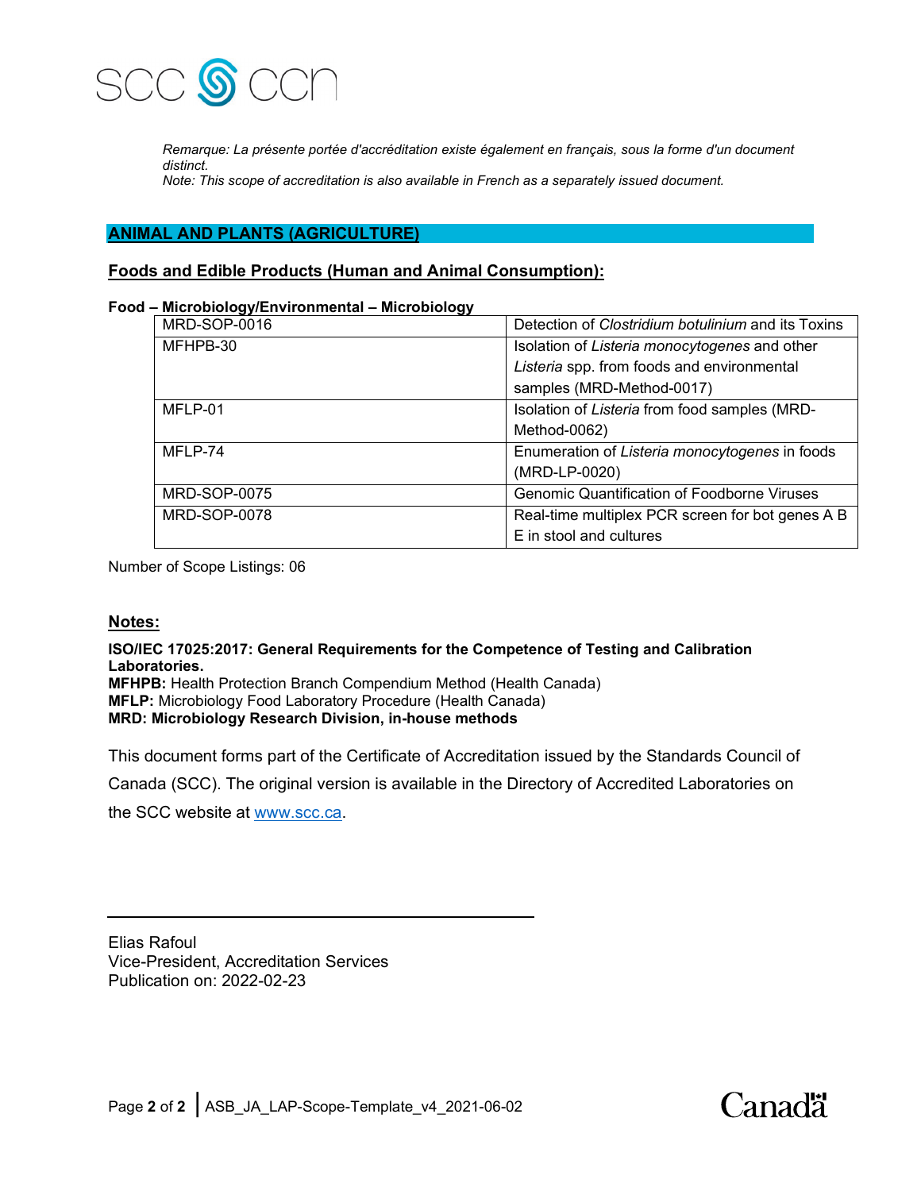*Remarque: La présente portée d'accréditation existe également en français, sous la forme d'un document distinct.*
*Note: This scope of accreditation is also available in French as a separately issued document.*

## ANIMAL AND PLANTS (AGRICULTURE)

### Foods and Edible Products (Human and Animal Consumption):

**Food – Microbiology/Environmental – Microbiology**

| | |
|---|---|
| MRD-SOP-0016 | Detection of *Clostridium botulinium* and its Toxins |
| MFHPB-30 | Isolation of *Listeria monocytogenes* and other *Listeria* spp. from foods and environmental samples (MRD-Method-0017) |
| MFLP-01 | Isolation of *Listeria* from food samples (MRD-Method-0062) |
| MFLP-74 | Enumeration of *Listeria monocytogenes* in foods (MRD-LP-0020) |
| MRD-SOP-0075 | Genomic Quantification of Foodborne Viruses |
| MRD-SOP-0078 | Real-time multiplex PCR screen for bot genes A B E in stool and cultures |

Number of Scope Listings: 06

### Notes:

**ISO/IEC 17025:2017: General Requirements for the Competence of Testing and Calibration Laboratories.**
**MFHPB:** Health Protection Branch Compendium Method (Health Canada)
**MFLP:** Microbiology Food Laboratory Procedure (Health Canada)
**MRD: Microbiology Research Division, in-house methods**

This document forms part of the Certificate of Accreditation issued by the Standards Council of Canada (SCC). The original version is available in the Directory of Accredited Laboratories on the SCC website at www.scc.ca.

Elias Rafoul
Vice-President, Accreditation Services
Publication on: 2022-02-23